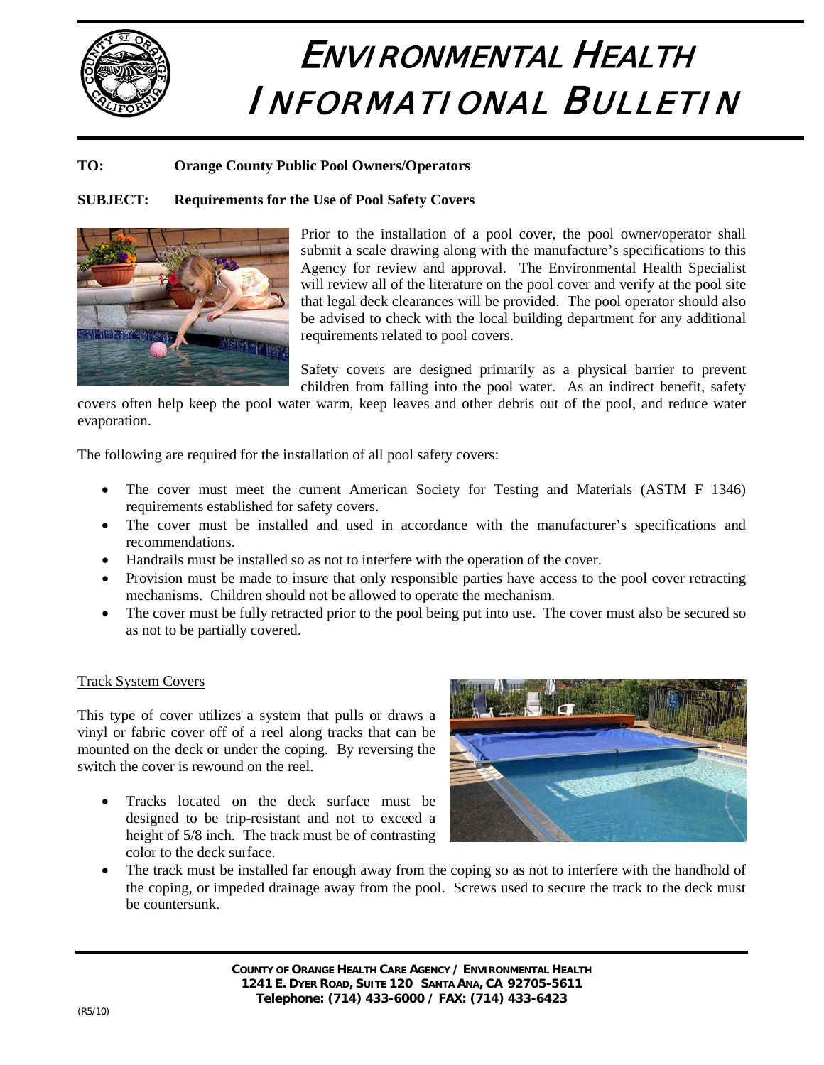# ENVIRONMENTAL HEALTH INFORMATIONAL BULLETIN

**TO:** **Orange County Public Pool Owners/Operators**

**SUBJECT:** **Requirements for the Use of Pool Safety Covers**

Prior to the installation of a pool cover, the pool owner/operator shall submit a scale drawing along with the manufacture's specifications to this Agency for review and approval. The Environmental Health Specialist will review all of the literature on the pool cover and verify at the pool site that legal deck clearances will be provided. The pool operator should also be advised to check with the local building department for any additional requirements related to pool covers.

Safety covers are designed primarily as a physical barrier to prevent children from falling into the pool water. As an indirect benefit, safety covers often help keep the pool water warm, keep leaves and other debris out of the pool, and reduce water evaporation.

The following are required for the installation of all pool safety covers:

- The cover must meet the current American Society for Testing and Materials (ASTM F 1346) requirements established for safety covers.
- The cover must be installed and used in accordance with the manufacturer's specifications and recommendations.
- Handrails must be installed so as not to interfere with the operation of the cover.
- Provision must be made to insure that only responsible parties have access to the pool cover retracting mechanisms. Children should not be allowed to operate the mechanism.
- The cover must be fully retracted prior to the pool being put into use. The cover must also be secured so as not to be partially covered.

## Track System Covers

This type of cover utilizes a system that pulls or draws a vinyl or fabric cover off of a reel along tracks that can be mounted on the deck or under the coping. By reversing the switch the cover is rewound on the reel.

- Tracks located on the deck surface must be designed to be trip-resistant and not to exceed a height of 5/8 inch. The track must be of contrasting color to the deck surface.
- The track must be installed far enough away from the coping so as not to interfere with the handhold of the coping, or impeded drainage away from the pool. Screws used to secure the track to the deck must be countersunk.

**COUNTY OF ORANGE HEALTH CARE AGENCY / ENVIRONMENTAL HEALTH**
**1241 E. DYER ROAD, SUITE 120 SANTA ANA, CA 92705-5611**
**Telephone: (714) 433-6000 / FAX: (714) 433-6423**

(R5/10)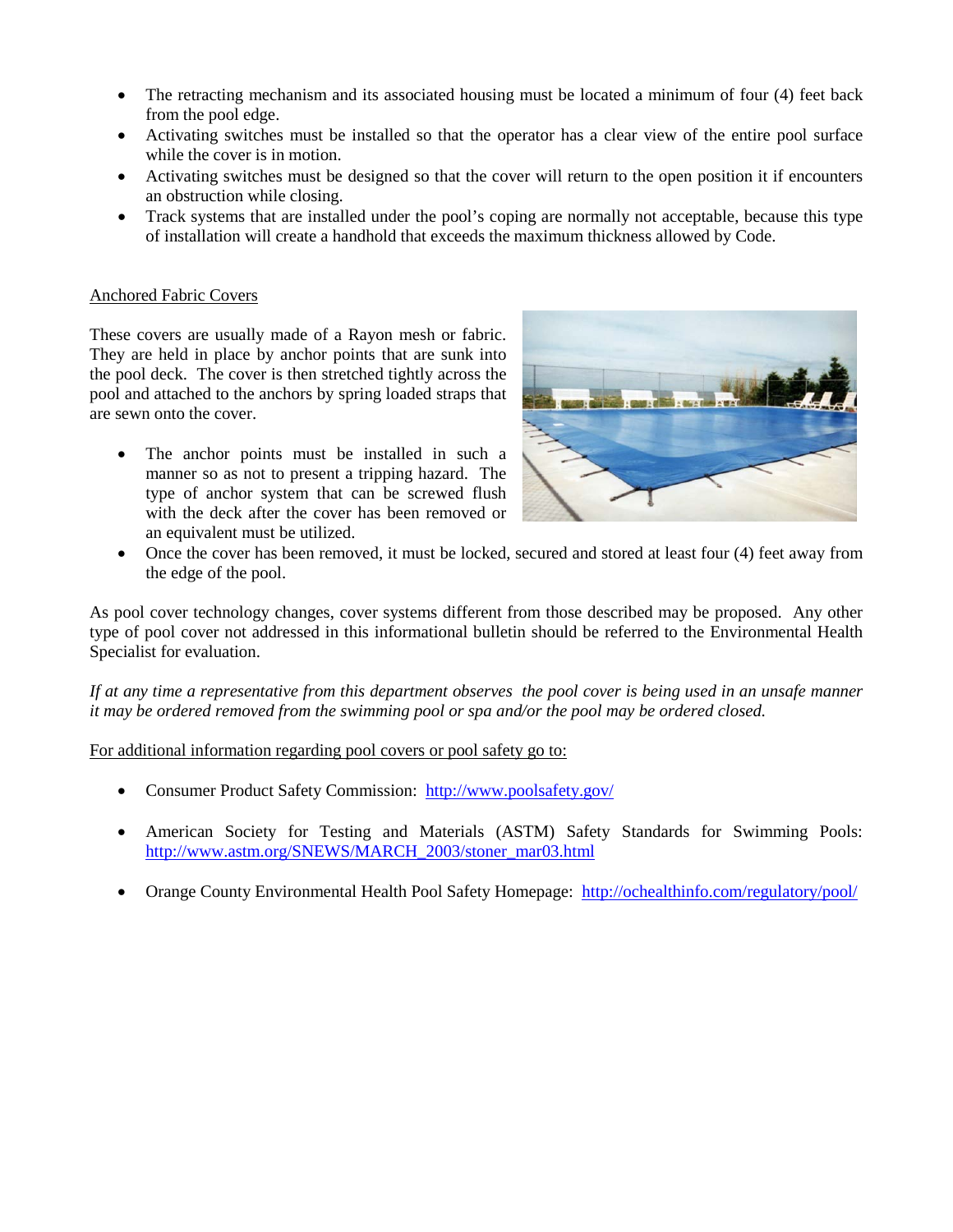- The retracting mechanism and its associated housing must be located a minimum of four (4) feet back from the pool edge.
- Activating switches must be installed so that the operator has a clear view of the entire pool surface while the cover is in motion.
- Activating switches must be designed so that the cover will return to the open position it if encounters an obstruction while closing.
- Track systems that are installed under the pool's coping are normally not acceptable, because this type of installation will create a handhold that exceeds the maximum thickness allowed by Code.

<u>Anchored Fabric Covers</u>

These covers are usually made of a Rayon mesh or fabric. They are held in place by anchor points that are sunk into the pool deck. The cover is then stretched tightly across the pool and attached to the anchors by spring loaded straps that are sewn onto the cover.

- The anchor points must be installed in such a manner so as not to present a tripping hazard. The type of anchor system that can be screwed flush with the deck after the cover has been removed or an equivalent must be utilized.
- Once the cover has been removed, it must be locked, secured and stored at least four (4) feet away from the edge of the pool.

As pool cover technology changes, cover systems different from those described may be proposed. Any other type of pool cover not addressed in this informational bulletin should be referred to the Environmental Health Specialist for evaluation.

*If at any time a representative from this department observes the pool cover is being used in an unsafe manner it may be ordered removed from the swimming pool or spa and/or the pool may be ordered closed.*

<u>For additional information regarding pool covers or pool safety go to:</u>

- Consumer Product Safety Commission: http://www.poolsafety.gov/
- American Society for Testing and Materials (ASTM) Safety Standards for Swimming Pools: http://www.astm.org/SNEWS/MARCH_2003/stoner_mar03.html
- Orange County Environmental Health Pool Safety Homepage: http://ochealthinfo.com/regulatory/pool/